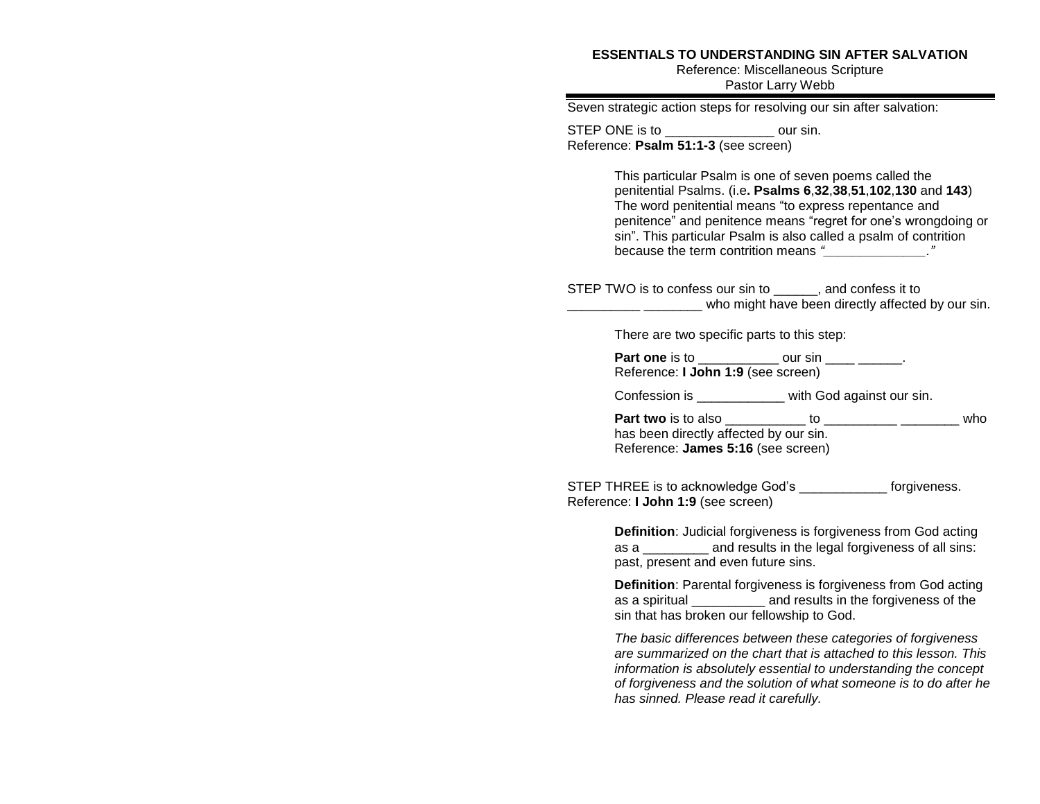## ESSENTIALS TO UNDERSTANDING SIN AFTER SALVATION

Reference: Miscellaneous Scripture
Pastor Larry Webb

---

Seven strategic action steps for resolving our sin after salvation:

STEP ONE is to _______________ our sin.
Reference: **Psalm 51:1-3** (see screen)

> This particular Psalm is one of seven poems called the penitential Psalms. (i.e**. Psalms 6**,**32**,**38**,**51**,**102**,**130** and **143**) The word penitential means “to express repentance and penitence” and penitence means “regret for one’s wrongdoing or sin”. This particular Psalm is also called a psalm of contrition because the term contrition means *“______________.”*

STEP TWO is to confess our sin to ______, and confess it to __________ ________ who might have been directly affected by our sin.

> There are two specific parts to this step:
>
> **Part one** is to ___________ our sin ____ ______.
> Reference: **I John 1:9** (see screen)
>
> Confession is ____________ with God against our sin.
>
> **Part two** is to also ___________ to __________ ________ who has been directly affected by our sin.
> Reference: **James 5:16** (see screen)

STEP THREE is to acknowledge God’s ____________ forgiveness.
Reference: **I John 1:9** (see screen)

> **Definition**: Judicial forgiveness is forgiveness from God acting as a _________ and results in the legal forgiveness of all sins: past, present and even future sins.
>
> **Definition**: Parental forgiveness is forgiveness from God acting as a spiritual __________ and results in the forgiveness of the sin that has broken our fellowship to God.
>
> *The basic differences between these categories of forgiveness are summarized on the chart that is attached to this lesson. This information is absolutely essential to understanding the concept of forgiveness and the solution of what someone is to do after he has sinned. Please read it carefully.*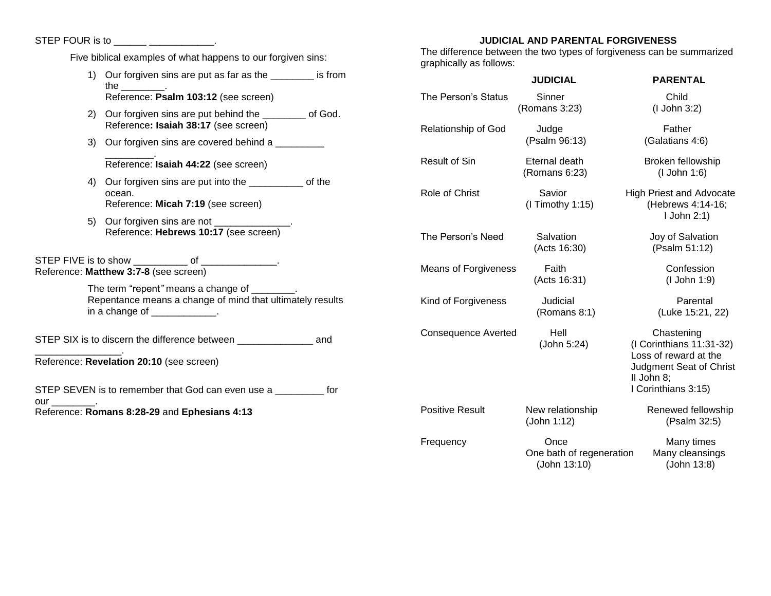STEP FOUR is to ______ ____________.

Five biblical examples of what happens to our forgiven sins:

1) Our forgiven sins are put as far as the ________ is from the ________.
   Reference: **Psalm 103:12** (see screen)
2) Our forgiven sins are put behind the ________ of God.
   Reference**: Isaiah 38:17** (see screen)
3) Our forgiven sins are covered behind a _________ _________.
   Reference: **Isaiah 44:22** (see screen)
4) Our forgiven sins are put into the __________ of the ocean.
   Reference: **Micah 7:19** (see screen)
5) Our forgiven sins are not ______________.
   Reference: **Hebrews 10:17** (see screen)

STEP FIVE is to show __________ of ______________.
Reference: **Matthew 3:7-8** (see screen)

The term "repent" means a change of ________.
Repentance means a change of mind that ultimately results in a change of ____________.

STEP SIX is to discern the difference between ______________ and ________________.
Reference: **Revelation 20:10** (see screen)

STEP SEVEN is to remember that God can even use a _________ for our ________.
Reference: **Romans 8:28-29** and **Ephesians 4:13**

## JUDICIAL AND PARENTAL FORGIVENESS

The difference between the two types of forgiveness can be summarized graphically as follows:

| | **JUDICIAL** | **PARENTAL** |
|---|---|---|
| The Person's Status | Sinner (Romans 3:23) | Child (I John 3:2) |
| Relationship of God | Judge (Psalm 96:13) | Father (Galatians 4:6) |
| Result of Sin | Eternal death (Romans 6:23) | Broken fellowship (I John 1:6) |
| Role of Christ | Savior (I Timothy 1:15) | High Priest and Advocate (Hebrews 4:14-16; I John 2:1) |
| The Person's Need | Salvation (Acts 16:30) | Joy of Salvation (Psalm 51:12) |
| Means of Forgiveness | Faith (Acts 16:31) | Confession (I John 1:9) |
| Kind of Forgiveness | Judicial (Romans 8:1) | Parental (Luke 15:21, 22) |
| Consequence Averted | Hell (John 5:24) | Chastening (I Corinthians 11:31-32) Loss of reward at the Judgment Seat of Christ II John 8; I Corinthians 3:15) |
| Positive Result | New relationship (John 1:12) | Renewed fellowship (Psalm 32:5) |
| Frequency | Once One bath of regeneration (John 13:10) | Many times Many cleansings (John 13:8) |